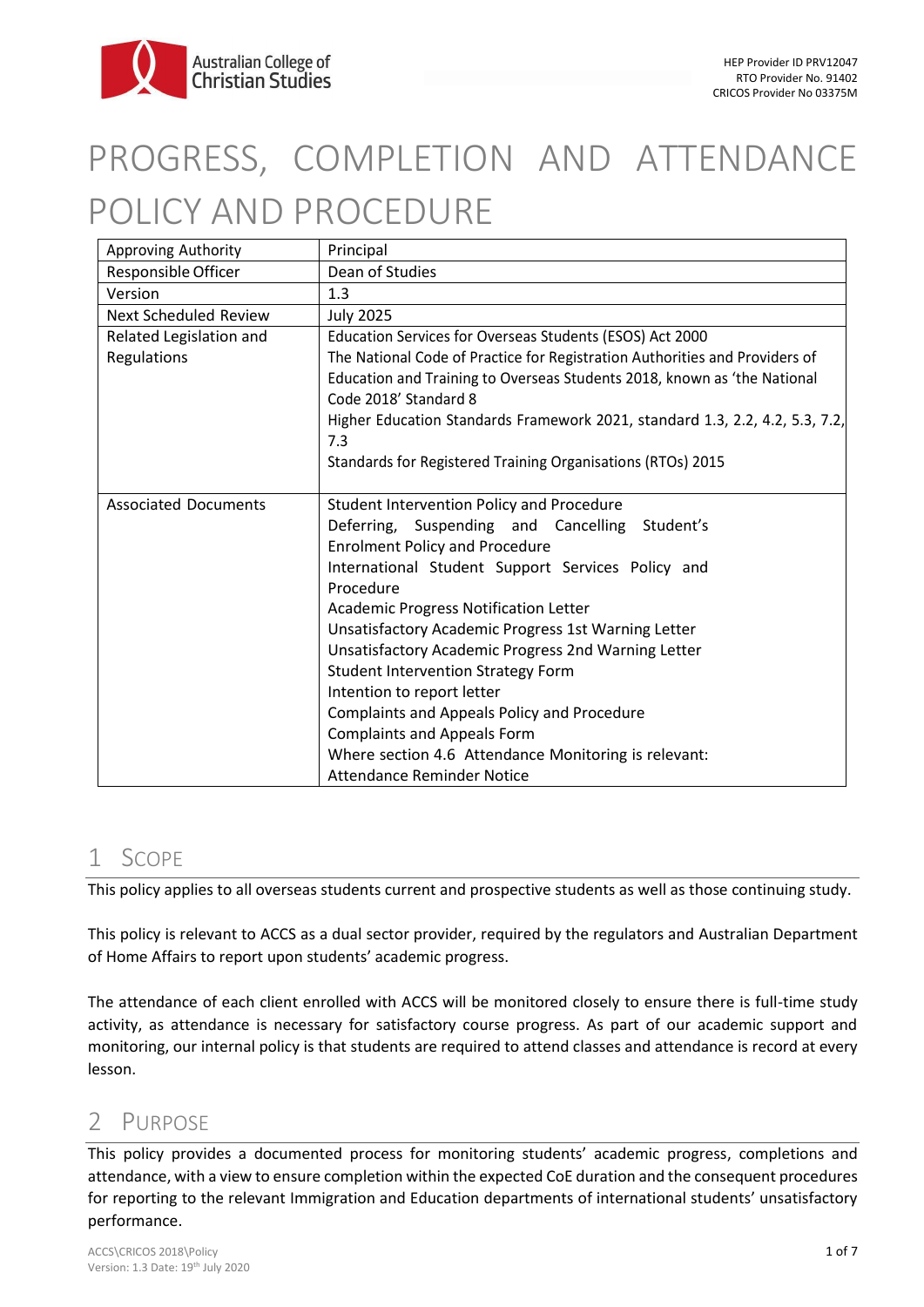# PROGRESS, COMPLETION AND ATTENDANCE POLICY AND PROCEDURE

| | |
|---|---|
| Approving Authority | Principal |
| Responsible Officer | Dean of Studies |
| Version | 1.3 |
| Next Scheduled Review | July 2025 |
| Related Legislation and Regulations | Education Services for Overseas Students (ESOS) Act 2000<br>The National Code of Practice for Registration Authorities and Providers of Education and Training to Overseas Students 2018, known as 'the National Code 2018' Standard 8<br>Higher Education Standards Framework 2021, standard 1.3, 2.2, 4.2, 5.3, 7.2, 7.3<br>Standards for Registered Training Organisations (RTOs) 2015 |
| Associated Documents | Student Intervention Policy and Procedure<br>Deferring, Suspending and Cancelling Student's Enrolment Policy and Procedure<br>International Student Support Services Policy and Procedure<br>Academic Progress Notification Letter<br>Unsatisfactory Academic Progress 1st Warning Letter<br>Unsatisfactory Academic Progress 2nd Warning Letter<br>Student Intervention Strategy Form<br>Intention to report letter<br>Complaints and Appeals Policy and Procedure<br>Complaints and Appeals Form<br>Where section 4.6 Attendance Monitoring is relevant:<br>Attendance Reminder Notice |

## 1 Scope

This policy applies to all overseas students current and prospective students as well as those continuing study.

This policy is relevant to ACCS as a dual sector provider, required by the regulators and Australian Department of Home Affairs to report upon students' academic progress.

The attendance of each client enrolled with ACCS will be monitored closely to ensure there is full-time study activity, as attendance is necessary for satisfactory course progress. As part of our academic support and monitoring, our internal policy is that students are required to attend classes and attendance is record at every lesson.

## 2 Purpose

This policy provides a documented process for monitoring students' academic progress, completions and attendance, with a view to ensure completion within the expected CoE duration and the consequent procedures for reporting to the relevant Immigration and Education departments of international students' unsatisfactory performance.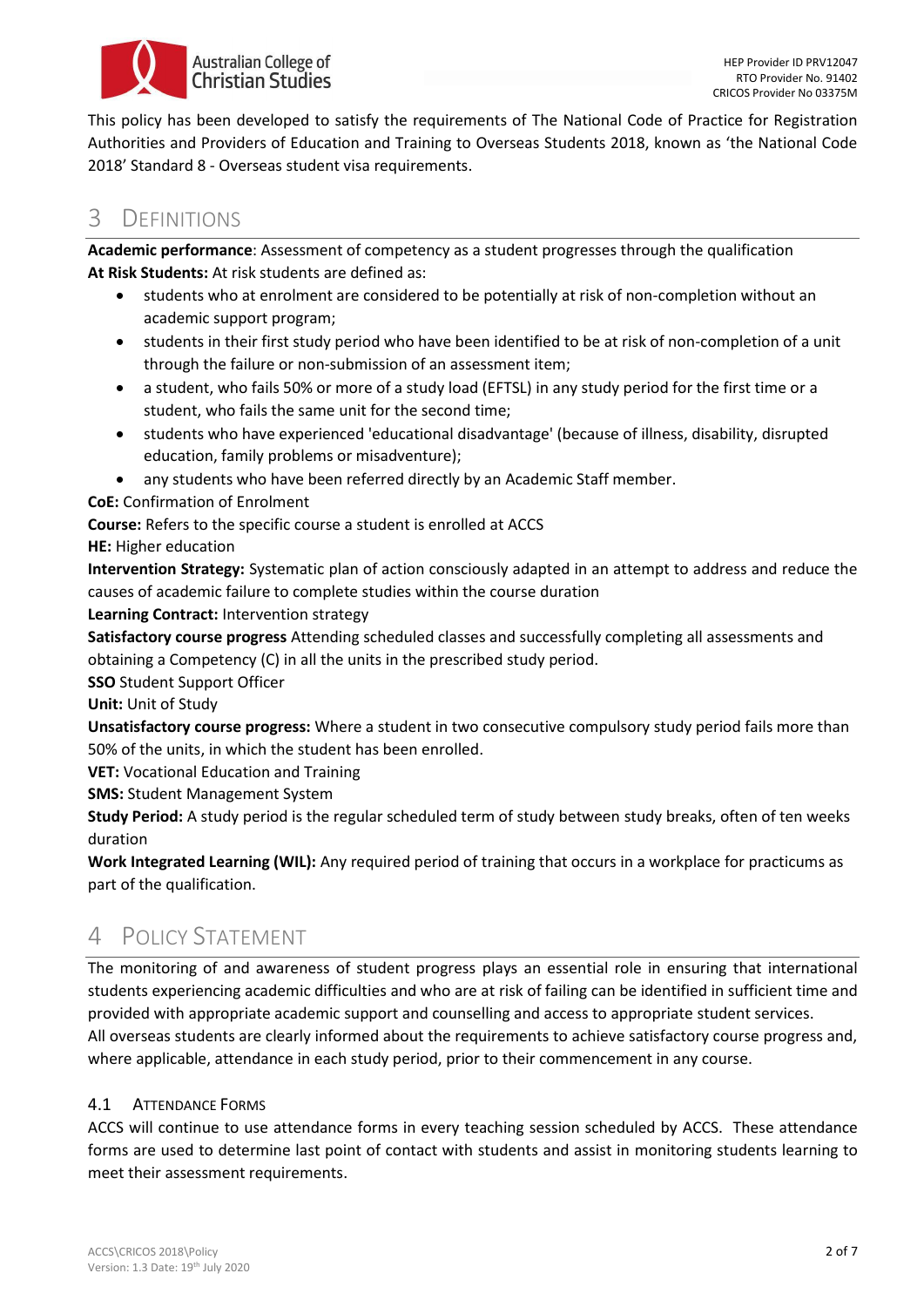This policy has been developed to satisfy the requirements of The National Code of Practice for Registration Authorities and Providers of Education and Training to Overseas Students 2018, known as 'the National Code 2018' Standard 8 - Overseas student visa requirements.

# 3 Definitions

**Academic performance**: Assessment of competency as a student progresses through the qualification

**At Risk Students:** At risk students are defined as:

- students who at enrolment are considered to be potentially at risk of non-completion without an academic support program;
- students in their first study period who have been identified to be at risk of non-completion of a unit through the failure or non-submission of an assessment item;
- a student, who fails 50% or more of a study load (EFTSL) in any study period for the first time or a student, who fails the same unit for the second time;
- students who have experienced 'educational disadvantage' (because of illness, disability, disrupted education, family problems or misadventure);
- any students who have been referred directly by an Academic Staff member.

**CoE:** Confirmation of Enrolment

**Course:** Refers to the specific course a student is enrolled at ACCS

**HE:** Higher education

**Intervention Strategy:** Systematic plan of action consciously adapted in an attempt to address and reduce the causes of academic failure to complete studies within the course duration

**Learning Contract:** Intervention strategy

**Satisfactory course progress** Attending scheduled classes and successfully completing all assessments and obtaining a Competency (C) in all the units in the prescribed study period.

**SSO** Student Support Officer

**Unit:** Unit of Study

**Unsatisfactory course progress:** Where a student in two consecutive compulsory study period fails more than 50% of the units, in which the student has been enrolled.

**VET:** Vocational Education and Training

**SMS:** Student Management System

**Study Period:** A study period is the regular scheduled term of study between study breaks, often of ten weeks duration

**Work Integrated Learning (WIL):** Any required period of training that occurs in a workplace for practicums as part of the qualification.

# 4 Policy Statement

The monitoring of and awareness of student progress plays an essential role in ensuring that international students experiencing academic difficulties and who are at risk of failing can be identified in sufficient time and provided with appropriate academic support and counselling and access to appropriate student services.

All overseas students are clearly informed about the requirements to achieve satisfactory course progress and, where applicable, attendance in each study period, prior to their commencement in any course.

## 4.1 Attendance Forms

ACCS will continue to use attendance forms in every teaching session scheduled by ACCS. These attendance forms are used to determine last point of contact with students and assist in monitoring students learning to meet their assessment requirements.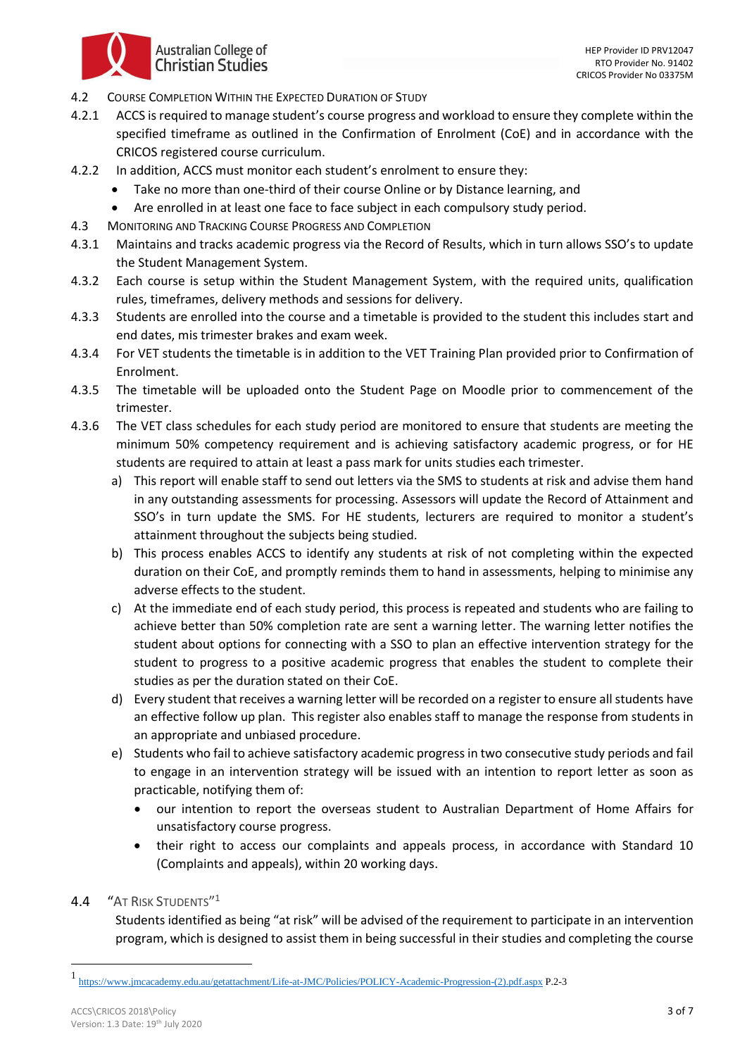4.2 Course Completion Within the Expected Duration of Study

4.2.1 ACCS is required to manage student's course progress and workload to ensure they complete within the specified timeframe as outlined in the Confirmation of Enrolment (CoE) and in accordance with the CRICOS registered course curriculum.

4.2.2 In addition, ACCS must monitor each student's enrolment to ensure they:

- Take no more than one-third of their course Online or by Distance learning, and
- Are enrolled in at least one face to face subject in each compulsory study period.

4.3 Monitoring and Tracking Course Progress and Completion

4.3.1 Maintains and tracks academic progress via the Record of Results, which in turn allows SSO's to update the Student Management System.

4.3.2 Each course is setup within the Student Management System, with the required units, qualification rules, timeframes, delivery methods and sessions for delivery.

4.3.3 Students are enrolled into the course and a timetable is provided to the student this includes start and end dates, mis trimester brakes and exam week.

4.3.4 For VET students the timetable is in addition to the VET Training Plan provided prior to Confirmation of Enrolment.

4.3.5 The timetable will be uploaded onto the Student Page on Moodle prior to commencement of the trimester.

4.3.6 The VET class schedules for each study period are monitored to ensure that students are meeting the minimum 50% competency requirement and is achieving satisfactory academic progress, or for HE students are required to attain at least a pass mark for units studies each trimester.

a) This report will enable staff to send out letters via the SMS to students at risk and advise them hand in any outstanding assessments for processing. Assessors will update the Record of Attainment and SSO's in turn update the SMS. For HE students, lecturers are required to monitor a student's attainment throughout the subjects being studied.

b) This process enables ACCS to identify any students at risk of not completing within the expected duration on their CoE, and promptly reminds them to hand in assessments, helping to minimise any adverse effects to the student.

c) At the immediate end of each study period, this process is repeated and students who are failing to achieve better than 50% completion rate are sent a warning letter. The warning letter notifies the student about options for connecting with a SSO to plan an effective intervention strategy for the student to progress to a positive academic progress that enables the student to complete their studies as per the duration stated on their CoE.

d) Every student that receives a warning letter will be recorded on a register to ensure all students have an effective follow up plan. This register also enables staff to manage the response from students in an appropriate and unbiased procedure.

e) Students who fail to achieve satisfactory academic progress in two consecutive study periods and fail to engage in an intervention strategy will be issued with an intention to report letter as soon as practicable, notifying them of:

- our intention to report the overseas student to Australian Department of Home Affairs for unsatisfactory course progress.
- their right to access our complaints and appeals process, in accordance with Standard 10 (Complaints and appeals), within 20 working days.

4.4 "At Risk Students"[1]

Students identified as being "at risk" will be advised of the requirement to participate in an intervention program, which is designed to assist them in being successful in their studies and completing the course

---

[1] https://www.jmcacademy.edu.au/getattachment/Life-at-JMC/Policies/POLICY-Academic-Progression-(2).pdf.aspx P.2-3

ACCS\CRICOS 2018\Policy
Version: 1.3 Date: 19th July 2020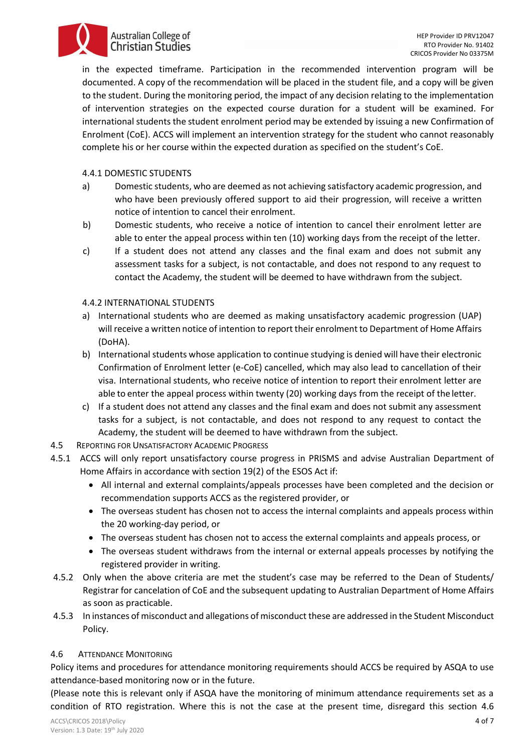in the expected timeframe. Participation in the recommended intervention program will be documented. A copy of the recommendation will be placed in the student file, and a copy will be given to the student. During the monitoring period, the impact of any decision relating to the implementation of intervention strategies on the expected course duration for a student will be examined. For international students the student enrolment period may be extended by issuing a new Confirmation of Enrolment (CoE). ACCS will implement an intervention strategy for the student who cannot reasonably complete his or her course within the expected duration as specified on the student's CoE.

4.4.1 DOMESTIC STUDENTS

a) Domestic students, who are deemed as not achieving satisfactory academic progression, and who have been previously offered support to aid their progression, will receive a written notice of intention to cancel their enrolment.

b) Domestic students, who receive a notice of intention to cancel their enrolment letter are able to enter the appeal process within ten (10) working days from the receipt of the letter.

c) If a student does not attend any classes and the final exam and does not submit any assessment tasks for a subject, is not contactable, and does not respond to any request to contact the Academy, the student will be deemed to have withdrawn from the subject.

4.4.2 INTERNATIONAL STUDENTS

a) International students who are deemed as making unsatisfactory academic progression (UAP) will receive a written notice of intention to report their enrolment to Department of Home Affairs (DoHA).

b) International students whose application to continue studying is denied will have their electronic Confirmation of Enrolment letter (e-CoE) cancelled, which may also lead to cancellation of their visa. International students, who receive notice of intention to report their enrolment letter are able to enter the appeal process within twenty (20) working days from the receipt of the letter.

c) If a student does not attend any classes and the final exam and does not submit any assessment tasks for a subject, is not contactable, and does not respond to any request to contact the Academy, the student will be deemed to have withdrawn from the subject.

### 4.5 REPORTING FOR UNSATISFACTORY ACADEMIC PROGRESS

4.5.1 ACCS will only report unsatisfactory course progress in PRISMS and advise Australian Department of Home Affairs in accordance with section 19(2) of the ESOS Act if:

- All internal and external complaints/appeals processes have been completed and the decision or recommendation supports ACCS as the registered provider, or
- The overseas student has chosen not to access the internal complaints and appeals process within the 20 working-day period, or
- The overseas student has chosen not to access the external complaints and appeals process, or
- The overseas student withdraws from the internal or external appeals processes by notifying the registered provider in writing.

4.5.2 Only when the above criteria are met the student's case may be referred to the Dean of Students/ Registrar for cancelation of CoE and the subsequent updating to Australian Department of Home Affairs as soon as practicable.

4.5.3 In instances of misconduct and allegations of misconduct these are addressed in the Student Misconduct Policy.

### 4.6 ATTENDANCE MONITORING

Policy items and procedures for attendance monitoring requirements should ACCS be required by ASQA to use attendance-based monitoring now or in the future.

(Please note this is relevant only if ASQA have the monitoring of minimum attendance requirements set as a condition of RTO registration. Where this is not the case at the present time, disregard this section 4.6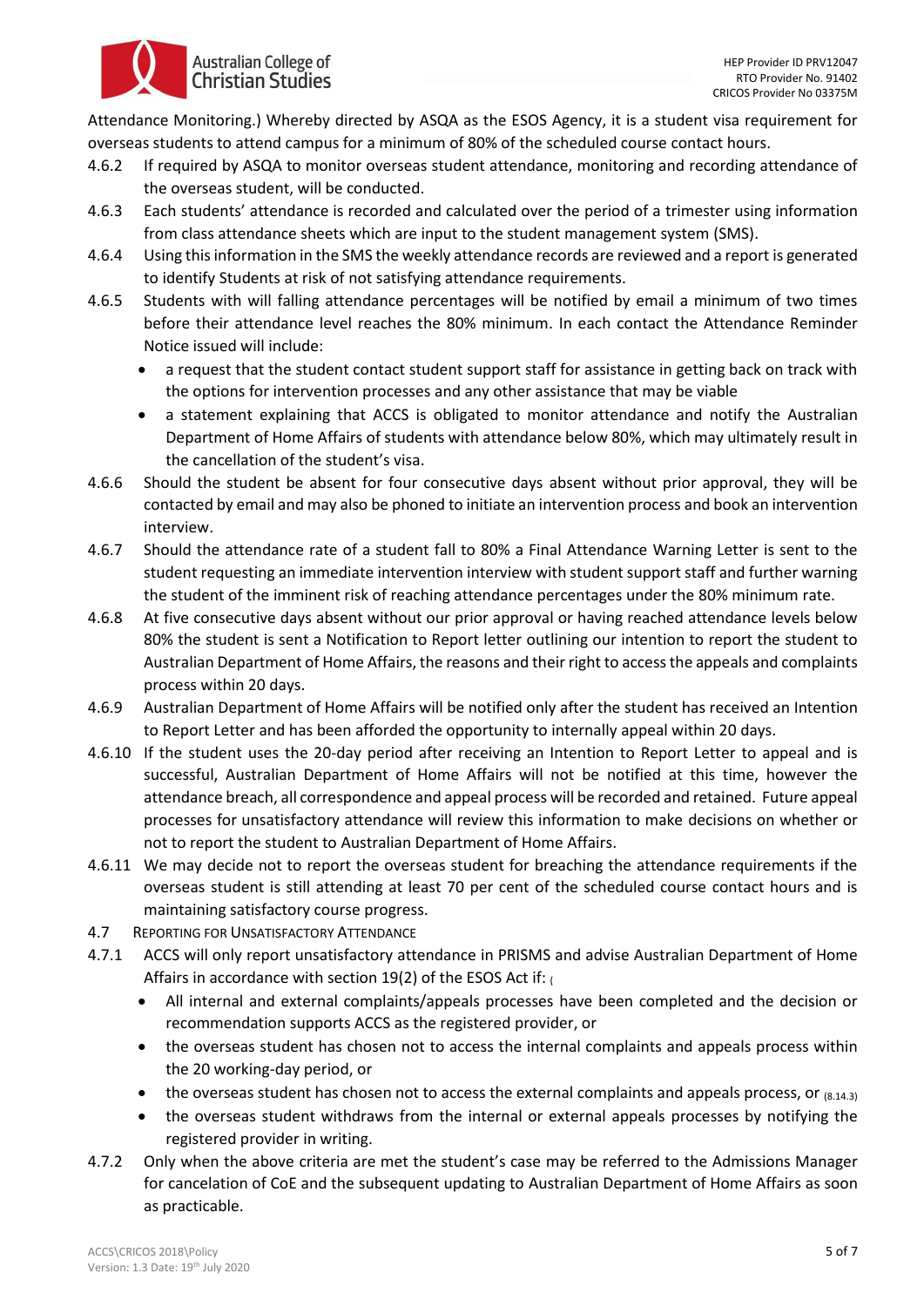Attendance Monitoring.) Whereby directed by ASQA as the ESOS Agency, it is a student visa requirement for overseas students to attend campus for a minimum of 80% of the scheduled course contact hours.

4.6.2 If required by ASQA to monitor overseas student attendance, monitoring and recording attendance of the overseas student, will be conducted.

4.6.3 Each students' attendance is recorded and calculated over the period of a trimester using information from class attendance sheets which are input to the student management system (SMS).

4.6.4 Using this information in the SMS the weekly attendance records are reviewed and a report is generated to identify Students at risk of not satisfying attendance requirements.

4.6.5 Students with will falling attendance percentages will be notified by email a minimum of two times before their attendance level reaches the 80% minimum. In each contact the Attendance Reminder Notice issued will include:

- a request that the student contact student support staff for assistance in getting back on track with the options for intervention processes and any other assistance that may be viable
- a statement explaining that ACCS is obligated to monitor attendance and notify the Australian Department of Home Affairs of students with attendance below 80%, which may ultimately result in the cancellation of the student's visa.

4.6.6 Should the student be absent for four consecutive days absent without prior approval, they will be contacted by email and may also be phoned to initiate an intervention process and book an intervention interview.

4.6.7 Should the attendance rate of a student fall to 80% a Final Attendance Warning Letter is sent to the student requesting an immediate intervention interview with student support staff and further warning the student of the imminent risk of reaching attendance percentages under the 80% minimum rate.

4.6.8 At five consecutive days absent without our prior approval or having reached attendance levels below 80% the student is sent a Notification to Report letter outlining our intention to report the student to Australian Department of Home Affairs, the reasons and their right to access the appeals and complaints process within 20 days.

4.6.9 Australian Department of Home Affairs will be notified only after the student has received an Intention to Report Letter and has been afforded the opportunity to internally appeal within 20 days.

4.6.10 If the student uses the 20-day period after receiving an Intention to Report Letter to appeal and is successful, Australian Department of Home Affairs will not be notified at this time, however the attendance breach, all correspondence and appeal process will be recorded and retained. Future appeal processes for unsatisfactory attendance will review this information to make decisions on whether or not to report the student to Australian Department of Home Affairs.

4.6.11 We may decide not to report the overseas student for breaching the attendance requirements if the overseas student is still attending at least 70 per cent of the scheduled course contact hours and is maintaining satisfactory course progress.

### 4.7 Reporting for Unsatisfactory Attendance

4.7.1 ACCS will only report unsatisfactory attendance in PRISMS and advise Australian Department of Home Affairs in accordance with section 19(2) of the ESOS Act if: (

- All internal and external complaints/appeals processes have been completed and the decision or recommendation supports ACCS as the registered provider, or
- the overseas student has chosen not to access the internal complaints and appeals process within the 20 working-day period, or
- the overseas student has chosen not to access the external complaints and appeals process, or (8.14.3)
- the overseas student withdraws from the internal or external appeals processes by notifying the registered provider in writing.

4.7.2 Only when the above criteria are met the student's case may be referred to the Admissions Manager for cancelation of CoE and the subsequent updating to Australian Department of Home Affairs as soon as practicable.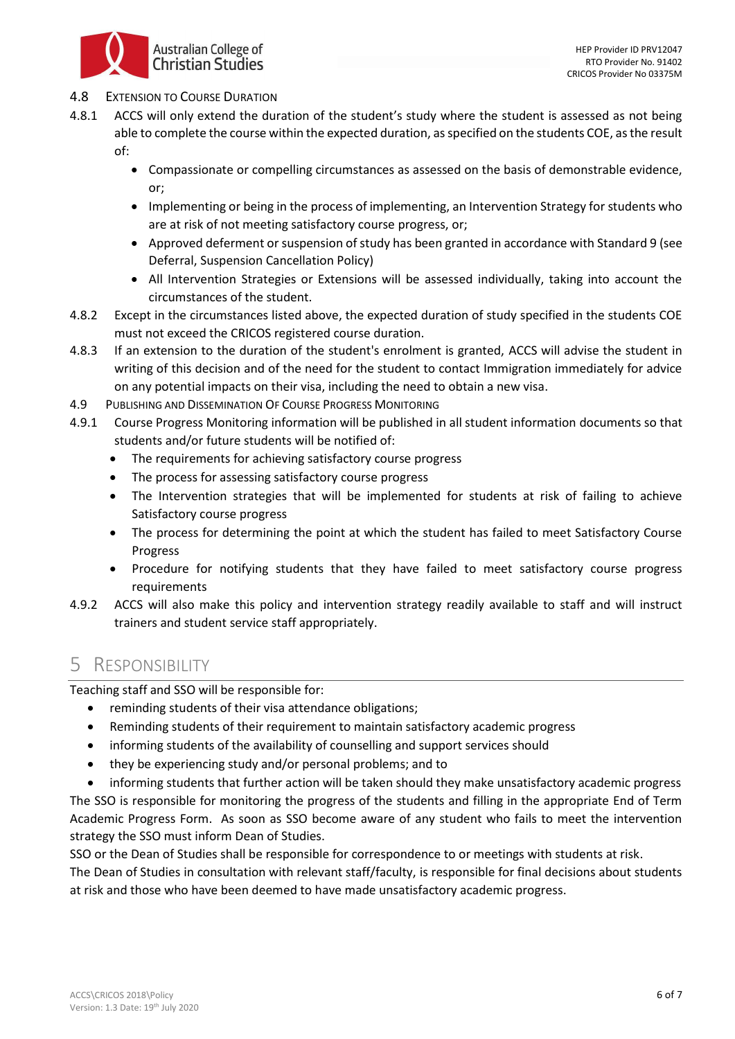### 4.8 Extension to Course Duration

4.8.1 ACCS will only extend the duration of the student's study where the student is assessed as not being able to complete the course within the expected duration, as specified on the students COE, as the result of:

- Compassionate or compelling circumstances as assessed on the basis of demonstrable evidence, or;
- Implementing or being in the process of implementing, an Intervention Strategy for students who are at risk of not meeting satisfactory course progress, or;
- Approved deferment or suspension of study has been granted in accordance with Standard 9 (see Deferral, Suspension Cancellation Policy)
- All Intervention Strategies or Extensions will be assessed individually, taking into account the circumstances of the student.

4.8.2 Except in the circumstances listed above, the expected duration of study specified in the students COE must not exceed the CRICOS registered course duration.

4.8.3 If an extension to the duration of the student's enrolment is granted, ACCS will advise the student in writing of this decision and of the need for the student to contact Immigration immediately for advice on any potential impacts on their visa, including the need to obtain a new visa.

### 4.9 Publishing and Dissemination Of Course Progress Monitoring

4.9.1 Course Progress Monitoring information will be published in all student information documents so that students and/or future students will be notified of:

- The requirements for achieving satisfactory course progress
- The process for assessing satisfactory course progress
- The Intervention strategies that will be implemented for students at risk of failing to achieve Satisfactory course progress
- The process for determining the point at which the student has failed to meet Satisfactory Course Progress
- Procedure for notifying students that they have failed to meet satisfactory course progress requirements

4.9.2 ACCS will also make this policy and intervention strategy readily available to staff and will instruct trainers and student service staff appropriately.

## 5 Responsibility

Teaching staff and SSO will be responsible for:

- reminding students of their visa attendance obligations;
- Reminding students of their requirement to maintain satisfactory academic progress
- informing students of the availability of counselling and support services should
- they be experiencing study and/or personal problems; and to
- informing students that further action will be taken should they make unsatisfactory academic progress

The SSO is responsible for monitoring the progress of the students and filling in the appropriate End of Term Academic Progress Form. As soon as SSO become aware of any student who fails to meet the intervention strategy the SSO must inform Dean of Studies.

SSO or the Dean of Studies shall be responsible for correspondence to or meetings with students at risk.

The Dean of Studies in consultation with relevant staff/faculty, is responsible for final decisions about students at risk and those who have been deemed to have made unsatisfactory academic progress.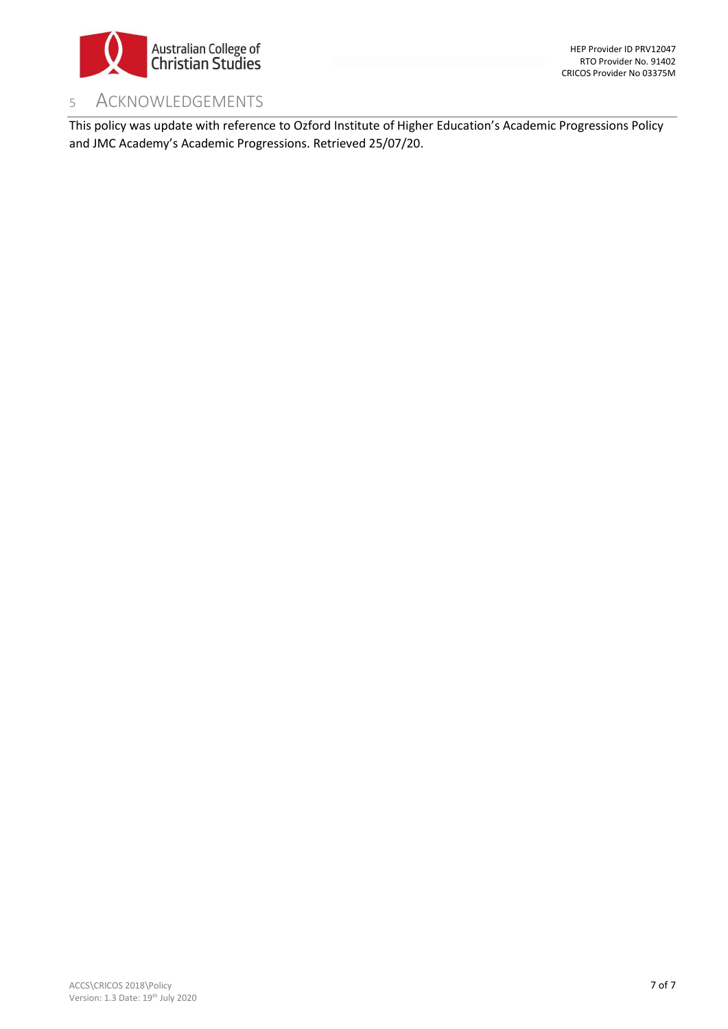## 5 ACKNOWLEDGEMENTS

This policy was update with reference to Ozford Institute of Higher Education's Academic Progressions Policy and JMC Academy's Academic Progressions. Retrieved 25/07/20.